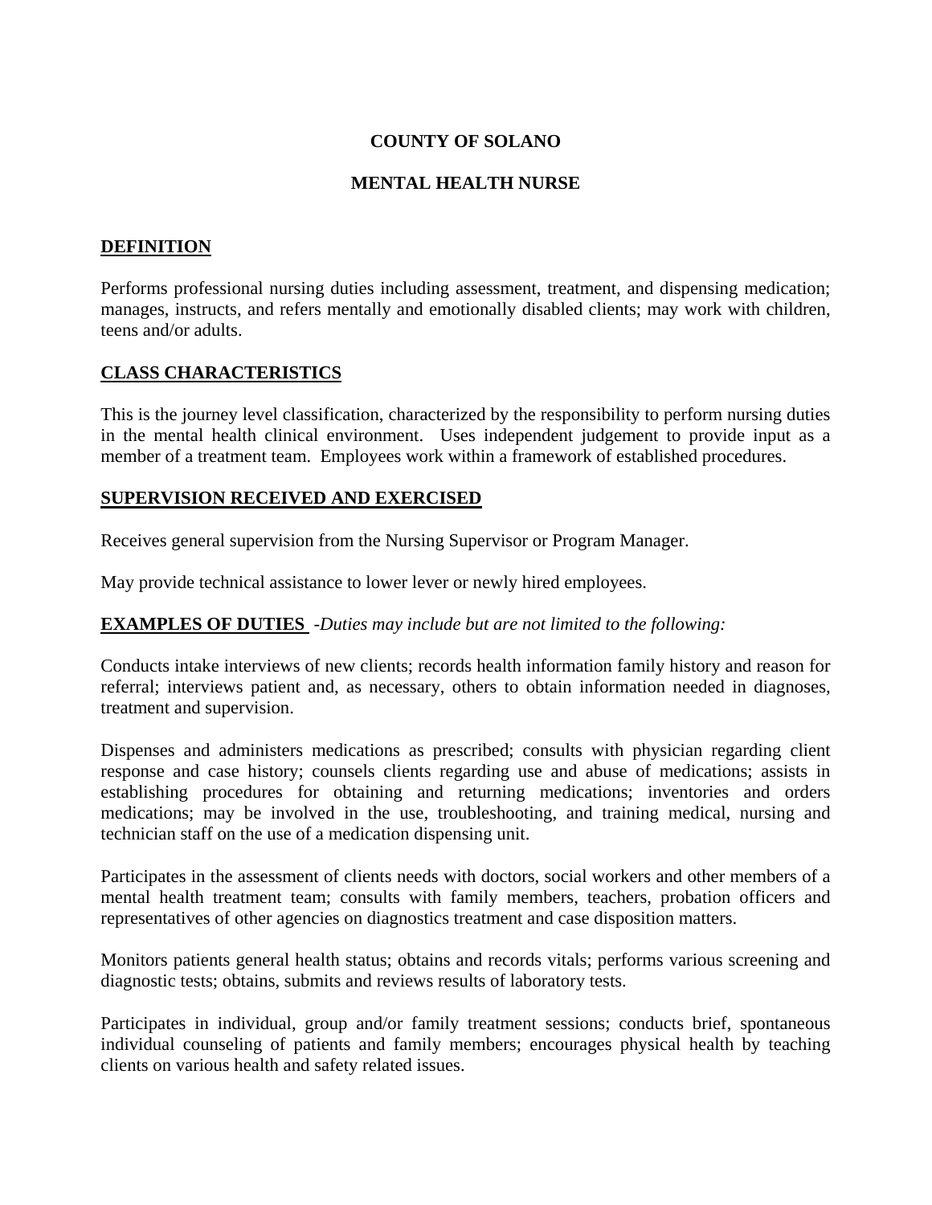# COUNTY OF SOLANO

## MENTAL HEALTH NURSE

### DEFINITION

Performs professional nursing duties including assessment, treatment, and dispensing medication; manages, instructs, and refers mentally and emotionally disabled clients; may work with children, teens and/or adults.

### CLASS CHARACTERISTICS

This is the journey level classification, characterized by the responsibility to perform nursing duties in the mental health clinical environment. Uses independent judgement to provide input as a member of a treatment team. Employees work within a framework of established procedures.

### SUPERVISION RECEIVED AND EXERCISED

Receives general supervision from the Nursing Supervisor or Program Manager.

May provide technical assistance to lower lever or newly hired employees.

### EXAMPLES OF DUTIES *-Duties may include but are not limited to the following:*

Conducts intake interviews of new clients; records health information family history and reason for referral; interviews patient and, as necessary, others to obtain information needed in diagnoses, treatment and supervision.

Dispenses and administers medications as prescribed; consults with physician regarding client response and case history; counsels clients regarding use and abuse of medications; assists in establishing procedures for obtaining and returning medications; inventories and orders medications; may be involved in the use, troubleshooting, and training medical, nursing and technician staff on the use of a medication dispensing unit.

Participates in the assessment of clients needs with doctors, social workers and other members of a mental health treatment team; consults with family members, teachers, probation officers and representatives of other agencies on diagnostics treatment and case disposition matters.

Monitors patients general health status; obtains and records vitals; performs various screening and diagnostic tests; obtains, submits and reviews results of laboratory tests.

Participates in individual, group and/or family treatment sessions; conducts brief, spontaneous individual counseling of patients and family members; encourages physical health by teaching clients on various health and safety related issues.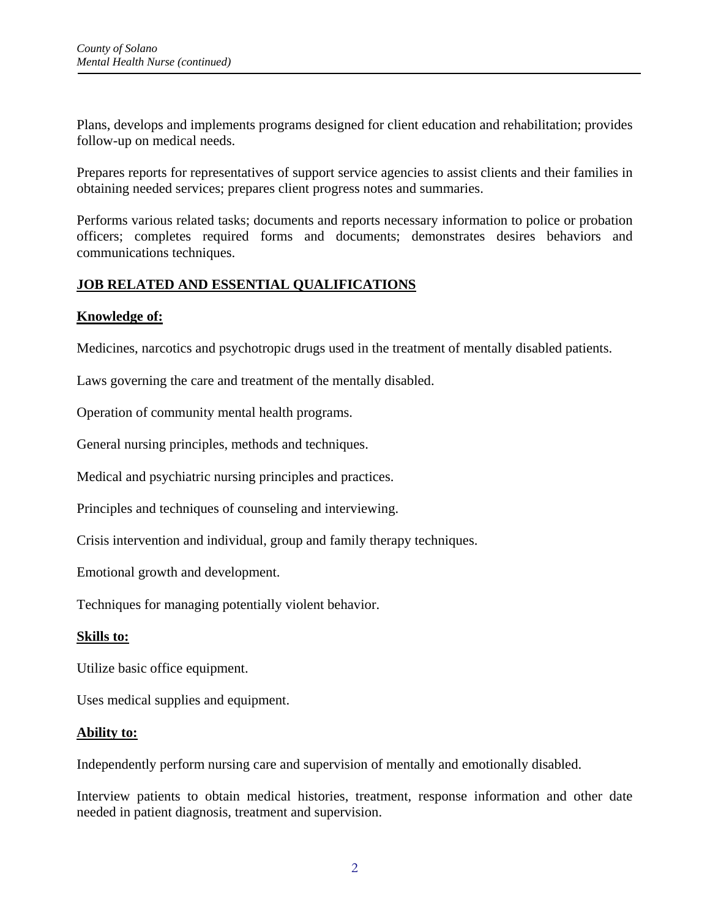Plans, develops and implements programs designed for client education and rehabilitation; provides follow-up on medical needs.

Prepares reports for representatives of support service agencies to assist clients and their families in obtaining needed services; prepares client progress notes and summaries.

Performs various related tasks; documents and reports necessary information to police or probation officers; completes required forms and documents; demonstrates desires behaviors and communications techniques.

## JOB RELATED AND ESSENTIAL QUALIFICATIONS

### Knowledge of:

Medicines, narcotics and psychotropic drugs used in the treatment of mentally disabled patients.

Laws governing the care and treatment of the mentally disabled.

Operation of community mental health programs.

General nursing principles, methods and techniques.

Medical and psychiatric nursing principles and practices.

Principles and techniques of counseling and interviewing.

Crisis intervention and individual, group and family therapy techniques.

Emotional growth and development.

Techniques for managing potentially violent behavior.

### Skills to:

Utilize basic office equipment.

Uses medical supplies and equipment.

### Ability to:

Independently perform nursing care and supervision of mentally and emotionally disabled.

Interview patients to obtain medical histories, treatment, response information and other date needed in patient diagnosis, treatment and supervision.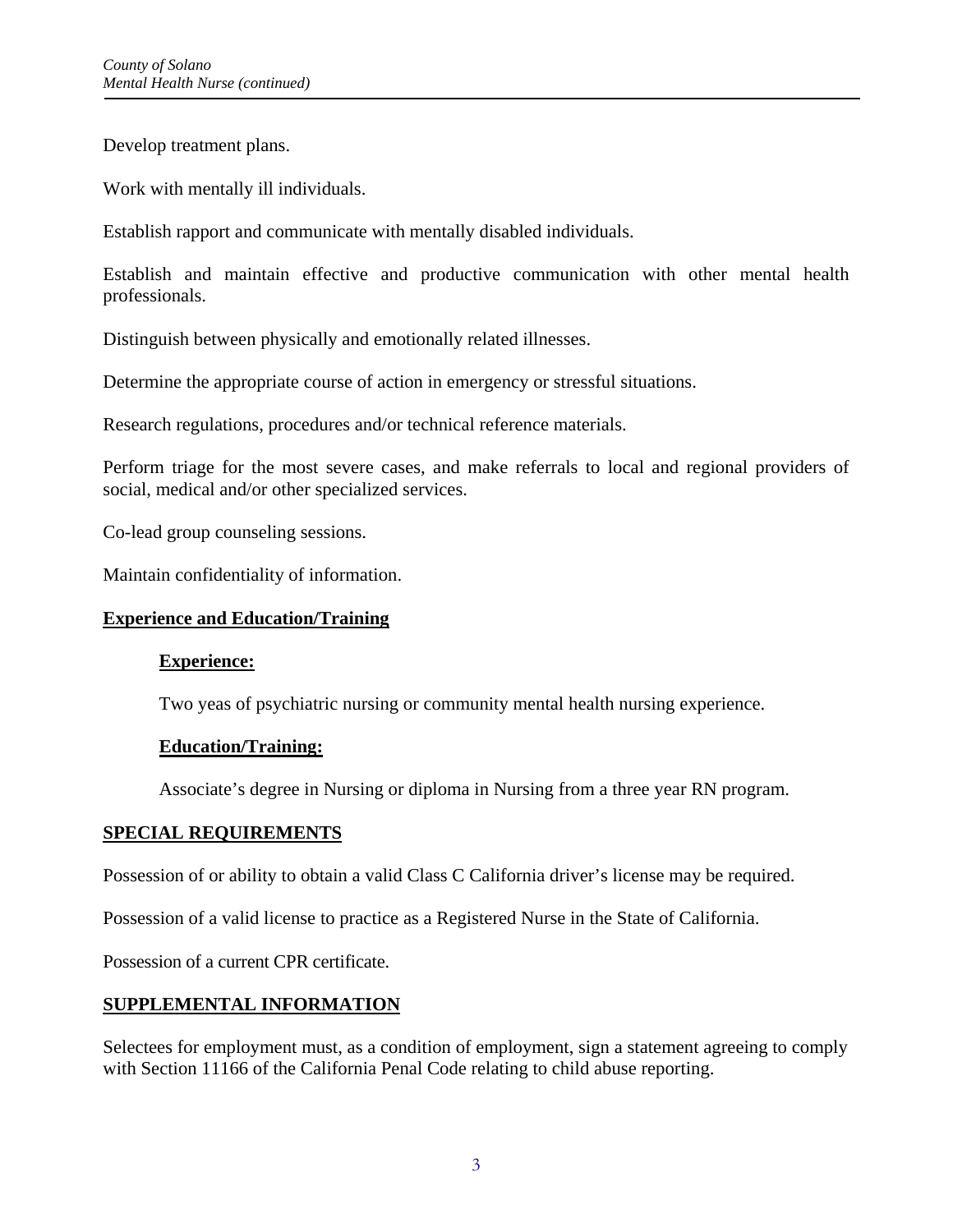Develop treatment plans.

Work with mentally ill individuals.

Establish rapport and communicate with mentally disabled individuals.

Establish and maintain effective and productive communication with other mental health professionals.

Distinguish between physically and emotionally related illnesses.

Determine the appropriate course of action in emergency or stressful situations.

Research regulations, procedures and/or technical reference materials.

Perform triage for the most severe cases, and make referrals to local and regional providers of social, medical and/or other specialized services.

Co-lead group counseling sessions.

Maintain confidentiality of information.

## Experience and Education/Training

### Experience:

Two yeas of psychiatric nursing or community mental health nursing experience.

### Education/Training:

Associate's degree in Nursing or diploma in Nursing from a three year RN program.

## SPECIAL REQUIREMENTS

Possession of or ability to obtain a valid Class C California driver's license may be required.

Possession of a valid license to practice as a Registered Nurse in the State of California.

Possession of a current CPR certificate.

## SUPPLEMENTAL INFORMATION

Selectees for employment must, as a condition of employment, sign a statement agreeing to comply with Section 11166 of the California Penal Code relating to child abuse reporting.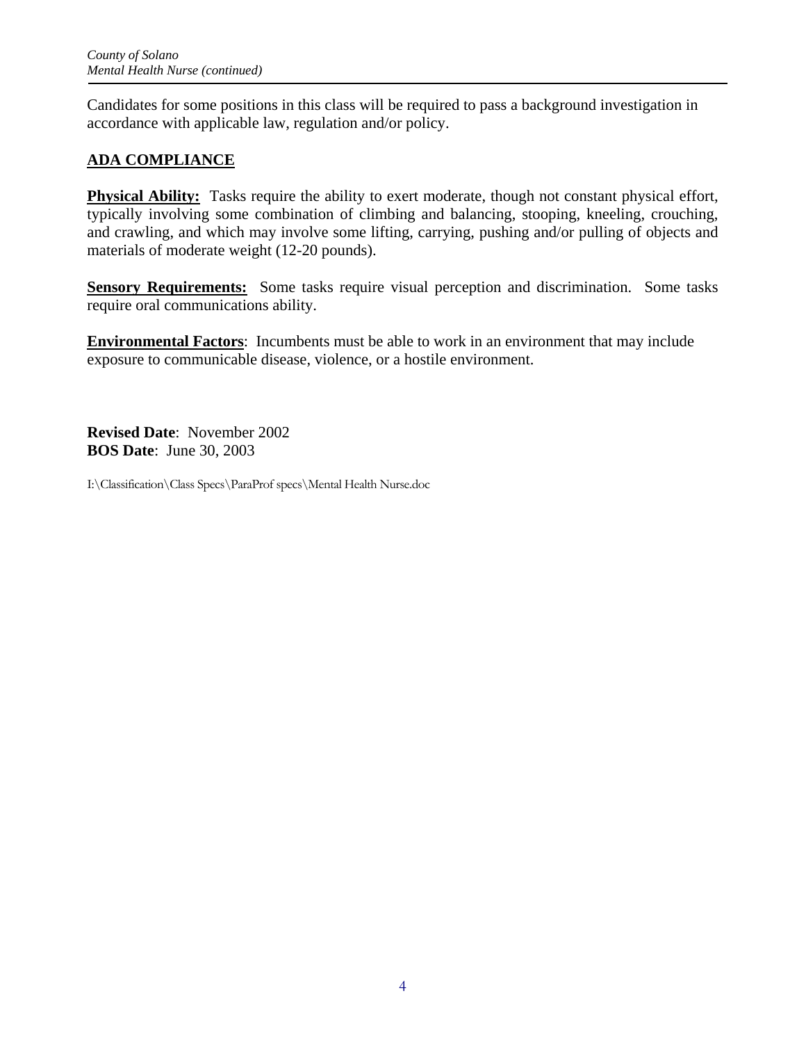Candidates for some positions in this class will be required to pass a background investigation in accordance with applicable law, regulation and/or policy.

## ADA COMPLIANCE

**Physical Ability:** Tasks require the ability to exert moderate, though not constant physical effort, typically involving some combination of climbing and balancing, stooping, kneeling, crouching, and crawling, and which may involve some lifting, carrying, pushing and/or pulling of objects and materials of moderate weight (12-20 pounds).

**Sensory Requirements:** Some tasks require visual perception and discrimination. Some tasks require oral communications ability.

**Environmental Factors**: Incumbents must be able to work in an environment that may include exposure to communicable disease, violence, or a hostile environment.

**Revised Date**: November 2002
**BOS Date**: June 30, 2003

I:\Classification\Class Specs\ParaProf specs\Mental Health Nurse.doc